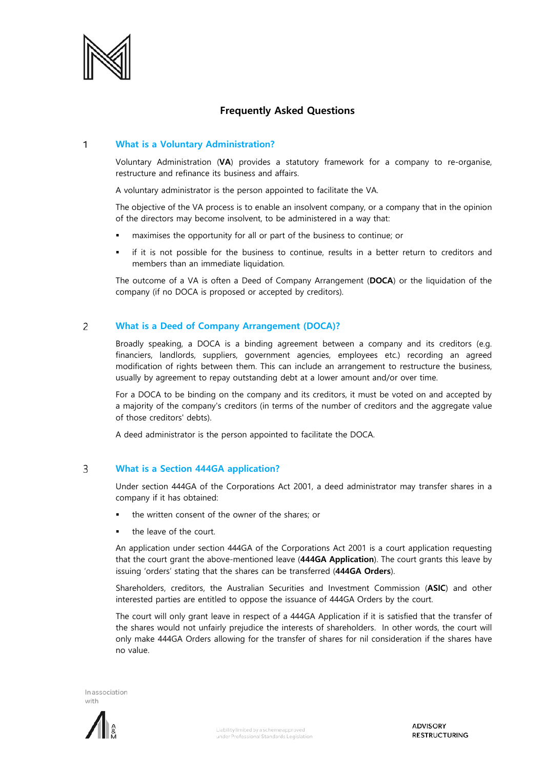# Frequently Asked Questions

## 1 What is a Voluntary Administration?

Voluntary Administration (**VA**) provides a statutory framework for a company to re-organise, restructure and refinance its business and affairs.

A voluntary administrator is the person appointed to facilitate the VA.

The objective of the VA process is to enable an insolvent company, or a company that in the opinion of the directors may become insolvent, to be administered in a way that:

- maximises the opportunity for all or part of the business to continue; or
- if it is not possible for the business to continue, results in a better return to creditors and members than an immediate liquidation.

The outcome of a VA is often a Deed of Company Arrangement (**DOCA**) or the liquidation of the company (if no DOCA is proposed or accepted by creditors).

## 2 What is a Deed of Company Arrangement (DOCA)?

Broadly speaking, a DOCA is a binding agreement between a company and its creditors (e.g. financiers, landlords, suppliers, government agencies, employees etc.) recording an agreed modification of rights between them. This can include an arrangement to restructure the business, usually by agreement to repay outstanding debt at a lower amount and/or over time.

For a DOCA to be binding on the company and its creditors, it must be voted on and accepted by a majority of the company's creditors (in terms of the number of creditors and the aggregate value of those creditors' debts).

A deed administrator is the person appointed to facilitate the DOCA.

## 3 What is a Section 444GA application?

Under section 444GA of the Corporations Act 2001, a deed administrator may transfer shares in a company if it has obtained:

- the written consent of the owner of the shares; or
- the leave of the court.

An application under section 444GA of the Corporations Act 2001 is a court application requesting that the court grant the above-mentioned leave (**444GA Application**). The court grants this leave by issuing 'orders' stating that the shares can be transferred (**444GA Orders**).

Shareholders, creditors, the Australian Securities and Investment Commission (**ASIC**) and other interested parties are entitled to oppose the issuance of 444GA Orders by the court.

The court will only grant leave in respect of a 444GA Application if it is satisfied that the transfer of the shares would not unfairly prejudice the interests of shareholders. In other words, the court will only make 444GA Orders allowing for the transfer of shares for nil consideration if the shares have no value.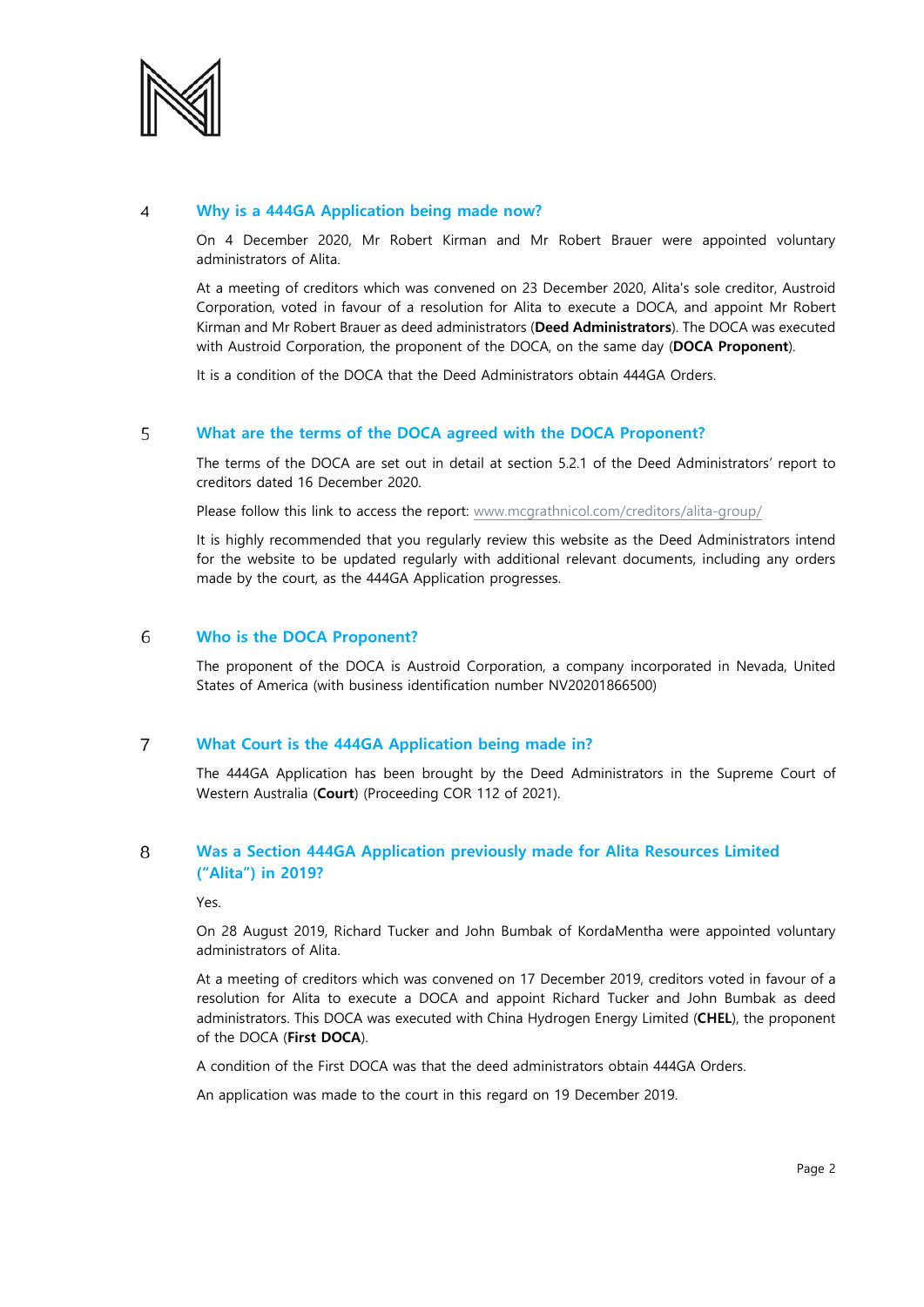## 4 Why is a 444GA Application being made now?

On 4 December 2020, Mr Robert Kirman and Mr Robert Brauer were appointed voluntary administrators of Alita.

At a meeting of creditors which was convened on 23 December 2020, Alita's sole creditor, Austroid Corporation, voted in favour of a resolution for Alita to execute a DOCA, and appoint Mr Robert Kirman and Mr Robert Brauer as deed administrators (**Deed Administrators**). The DOCA was executed with Austroid Corporation, the proponent of the DOCA, on the same day (**DOCA Proponent**).

It is a condition of the DOCA that the Deed Administrators obtain 444GA Orders.

## 5 What are the terms of the DOCA agreed with the DOCA Proponent?

The terms of the DOCA are set out in detail at section 5.2.1 of the Deed Administrators' report to creditors dated 16 December 2020.

Please follow this link to access the report: www.mcgrathnicol.com/creditors/alita-group/

It is highly recommended that you regularly review this website as the Deed Administrators intend for the website to be updated regularly with additional relevant documents, including any orders made by the court, as the 444GA Application progresses.

## 6 Who is the DOCA Proponent?

The proponent of the DOCA is Austroid Corporation, a company incorporated in Nevada, United States of America (with business identification number NV20201866500)

## 7 What Court is the 444GA Application being made in?

The 444GA Application has been brought by the Deed Administrators in the Supreme Court of Western Australia (**Court**) (Proceeding COR 112 of 2021).

## 8 Was a Section 444GA Application previously made for Alita Resources Limited ("Alita") in 2019?

Yes.

On 28 August 2019, Richard Tucker and John Bumbak of KordaMentha were appointed voluntary administrators of Alita.

At a meeting of creditors which was convened on 17 December 2019, creditors voted in favour of a resolution for Alita to execute a DOCA and appoint Richard Tucker and John Bumbak as deed administrators. This DOCA was executed with China Hydrogen Energy Limited (**CHEL**), the proponent of the DOCA (**First DOCA**).

A condition of the First DOCA was that the deed administrators obtain 444GA Orders.

An application was made to the court in this regard on 19 December 2019.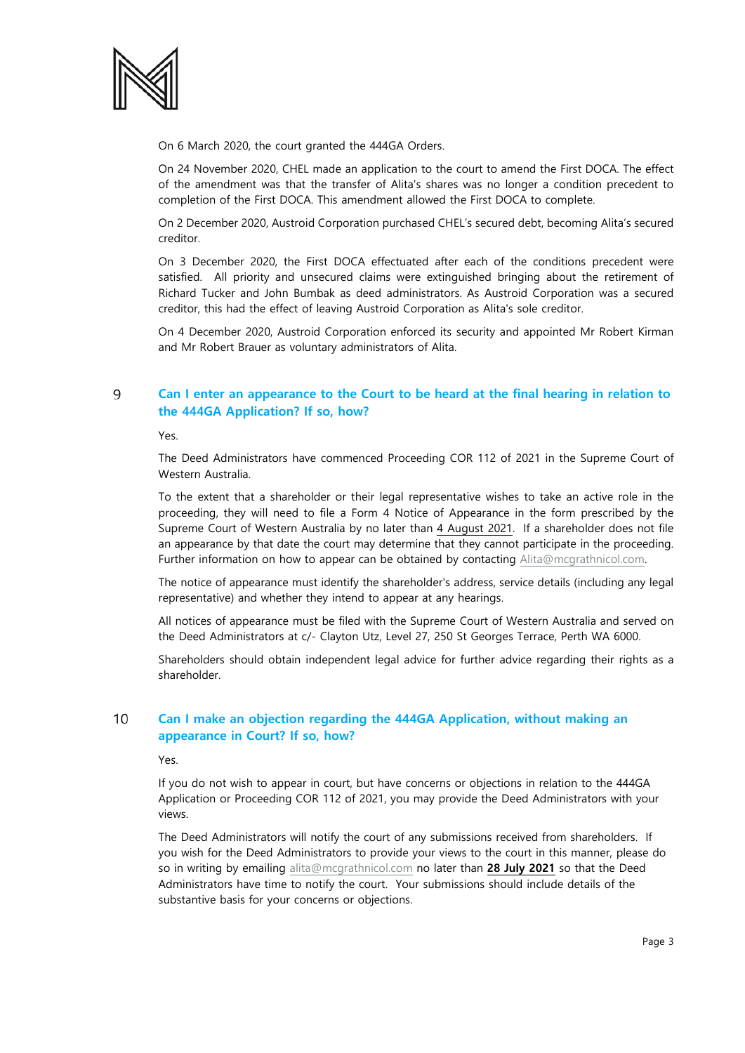On 6 March 2020, the court granted the 444GA Orders.

On 24 November 2020, CHEL made an application to the court to amend the First DOCA. The effect of the amendment was that the transfer of Alita's shares was no longer a condition precedent to completion of the First DOCA. This amendment allowed the First DOCA to complete.

On 2 December 2020, Austroid Corporation purchased CHEL's secured debt, becoming Alita's secured creditor.

On 3 December 2020, the First DOCA effectuated after each of the conditions precedent were satisfied. All priority and unsecured claims were extinguished bringing about the retirement of Richard Tucker and John Bumbak as deed administrators. As Austroid Corporation was a secured creditor, this had the effect of leaving Austroid Corporation as Alita's sole creditor.

On 4 December 2020, Austroid Corporation enforced its security and appointed Mr Robert Kirman and Mr Robert Brauer as voluntary administrators of Alita.

## 9 Can I enter an appearance to the Court to be heard at the final hearing in relation to the 444GA Application? If so, how?

Yes.

The Deed Administrators have commenced Proceeding COR 112 of 2021 in the Supreme Court of Western Australia.

To the extent that a shareholder or their legal representative wishes to take an active role in the proceeding, they will need to file a Form 4 Notice of Appearance in the form prescribed by the Supreme Court of Western Australia by no later than 4 August 2021. If a shareholder does not file an appearance by that date the court may determine that they cannot participate in the proceeding. Further information on how to appear can be obtained by contacting Alita@mcgrathnicol.com.

The notice of appearance must identify the shareholder's address, service details (including any legal representative) and whether they intend to appear at any hearings.

All notices of appearance must be filed with the Supreme Court of Western Australia and served on the Deed Administrators at c/- Clayton Utz, Level 27, 250 St Georges Terrace, Perth WA 6000.

Shareholders should obtain independent legal advice for further advice regarding their rights as a shareholder.

## 10 Can I make an objection regarding the 444GA Application, without making an appearance in Court? If so, how?

Yes.

If you do not wish to appear in court, but have concerns or objections in relation to the 444GA Application or Proceeding COR 112 of 2021, you may provide the Deed Administrators with your views.

The Deed Administrators will notify the court of any submissions received from shareholders. If you wish for the Deed Administrators to provide your views to the court in this manner, please do so in writing by emailing alita@mcgrathnicol.com no later than **28 July 2021** so that the Deed Administrators have time to notify the court. Your submissions should include details of the substantive basis for your concerns or objections.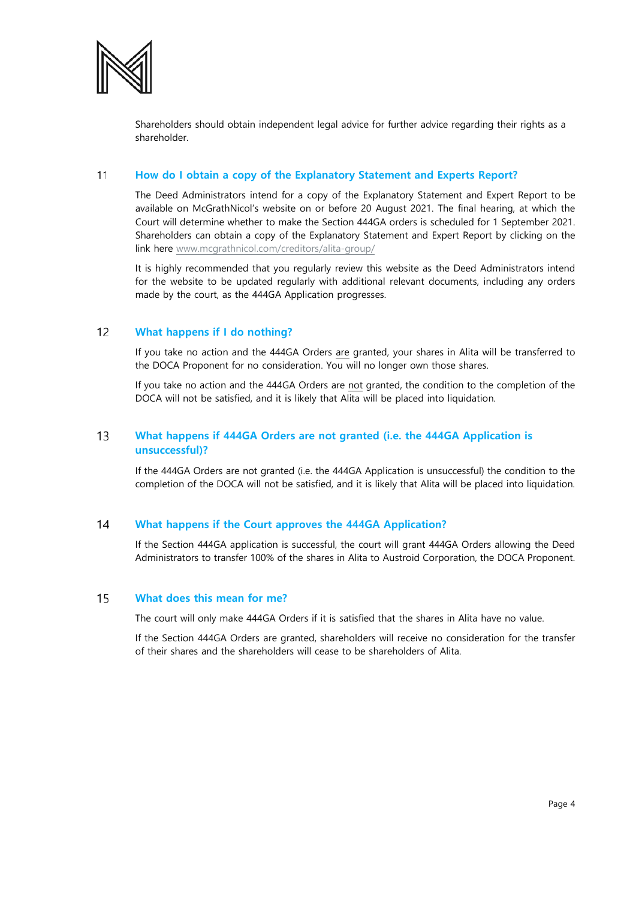Shareholders should obtain independent legal advice for further advice regarding their rights as a shareholder.

## 11 How do I obtain a copy of the Explanatory Statement and Experts Report?

The Deed Administrators intend for a copy of the Explanatory Statement and Expert Report to be available on McGrathNicol's website on or before 20 August 2021. The final hearing, at which the Court will determine whether to make the Section 444GA orders is scheduled for 1 September 2021. Shareholders can obtain a copy of the Explanatory Statement and Expert Report by clicking on the link here www.mcgrathnicol.com/creditors/alita-group/

It is highly recommended that you regularly review this website as the Deed Administrators intend for the website to be updated regularly with additional relevant documents, including any orders made by the court, as the 444GA Application progresses.

## 12 What happens if I do nothing?

If you take no action and the 444GA Orders are granted, your shares in Alita will be transferred to the DOCA Proponent for no consideration. You will no longer own those shares.

If you take no action and the 444GA Orders are not granted, the condition to the completion of the DOCA will not be satisfied, and it is likely that Alita will be placed into liquidation.

## 13 What happens if 444GA Orders are not granted (i.e. the 444GA Application is unsuccessful)?

If the 444GA Orders are not granted (i.e. the 444GA Application is unsuccessful) the condition to the completion of the DOCA will not be satisfied, and it is likely that Alita will be placed into liquidation.

## 14 What happens if the Court approves the 444GA Application?

If the Section 444GA application is successful, the court will grant 444GA Orders allowing the Deed Administrators to transfer 100% of the shares in Alita to Austroid Corporation, the DOCA Proponent.

## 15 What does this mean for me?

The court will only make 444GA Orders if it is satisfied that the shares in Alita have no value.

If the Section 444GA Orders are granted, shareholders will receive no consideration for the transfer of their shares and the shareholders will cease to be shareholders of Alita.